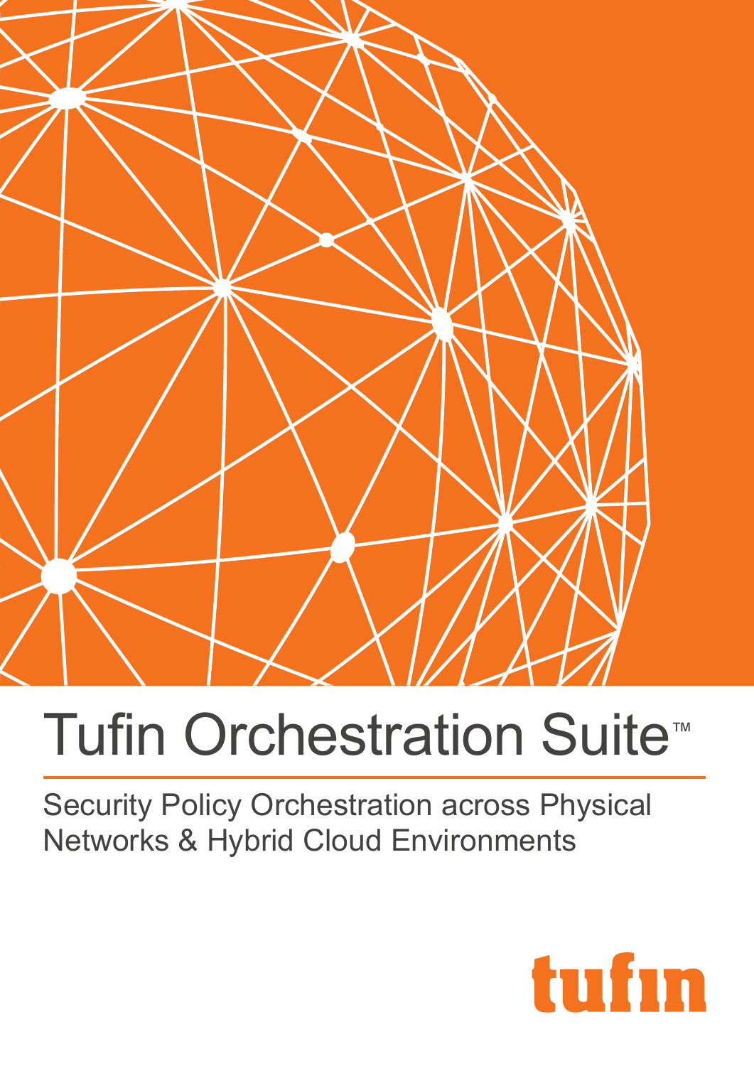# Tufin Orchestration Suite™

Security Policy Orchestration across Physical Networks & Hybrid Cloud Environments

tufin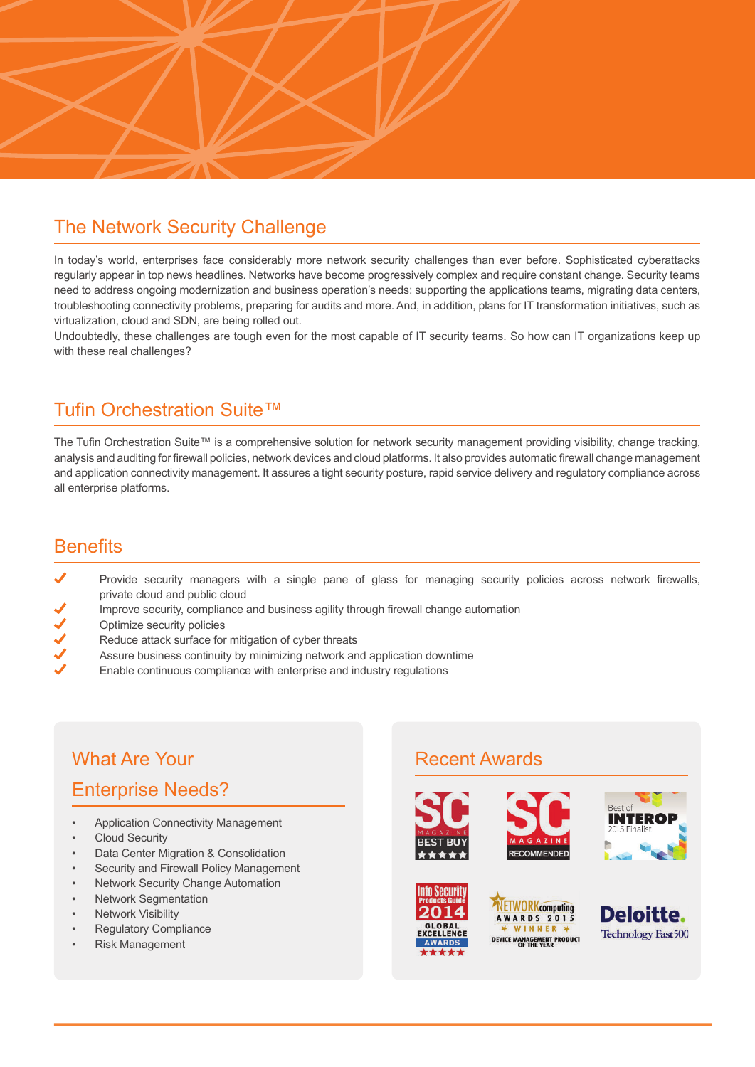## The Network Security Challenge

In today's world, enterprises face considerably more network security challenges than ever before. Sophisticated cyberattacks regularly appear in top news headlines. Networks have become progressively complex and require constant change. Security teams need to address ongoing modernization and business operation's needs: supporting the applications teams, migrating data centers, troubleshooting connectivity problems, preparing for audits and more. And, in addition, plans for IT transformation initiatives, such as virtualization, cloud and SDN, are being rolled out.
Undoubtedly, these challenges are tough even for the most capable of IT security teams. So how can IT organizations keep up with these real challenges?

## Tufin Orchestration Suite™

The Tufin Orchestration Suite™ is a comprehensive solution for network security management providing visibility, change tracking, analysis and auditing for firewall policies, network devices and cloud platforms. It also provides automatic firewall change management and application connectivity management. It assures a tight security posture, rapid service delivery and regulatory compliance across all enterprise platforms.

## Benefits

- ✓ Provide security managers with a single pane of glass for managing security policies across network firewalls, private cloud and public cloud
- ✓ Improve security, compliance and business agility through firewall change automation
- ✓ Optimize security policies
- ✓ Reduce attack surface for mitigation of cyber threats
- ✓ Assure business continuity by minimizing network and application downtime
- ✓ Enable continuous compliance with enterprise and industry regulations

## What Are Your Enterprise Needs?

- Application Connectivity Management
- Cloud Security
- Data Center Migration & Consolidation
- Security and Firewall Policy Management
- Network Security Change Automation
- Network Segmentation
- Network Visibility
- Regulatory Compliance
- Risk Management

## Recent Awards

- SC Magazine Best Buy ★★★★★
- SC Magazine Recommended
- Best of Interop 2015 Finalist
- Info Security Products Guide 2014 Global Excellence Awards ★★★★★
- Network Computing Awards 2015 Winner – Device Management Product of the Year
- Deloitte Technology Fast500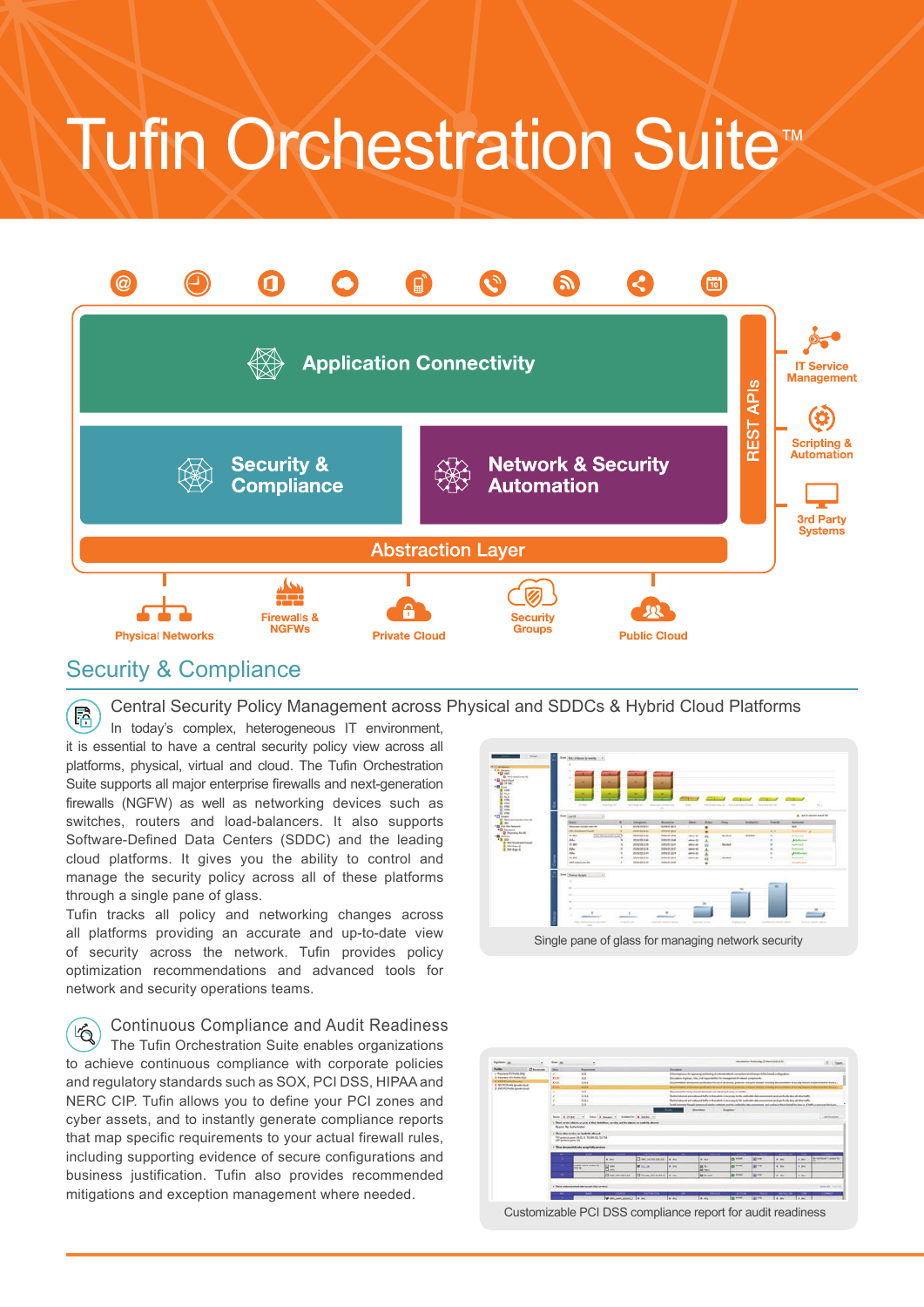# Tufin Orchestration Suite™

Application Connectivity

Security & Compliance

Network & Security Automation

REST APIs

IT Service Management

Scripting & Automation

3rd Party Systems

Abstraction Layer

Physical Networks

Firewalls & NGFWs

Private Cloud

Security Groups

Public Cloud

## Security & Compliance

### Central Security Policy Management across Physical and SDDCs & Hybrid Cloud Platforms

In today's complex, heterogeneous IT environment, it is essential to have a central security policy view across all platforms, physical, virtual and cloud. The Tufin Orchestration Suite supports all major enterprise firewalls and next-generation firewalls (NGFW) as well as networking devices such as switches, routers and load-balancers. It also supports Software-Defined Data Centers (SDDC) and the leading cloud platforms. It gives you the ability to control and manage the security policy across all of these platforms through a single pane of glass.

Tufin tracks all policy and networking changes across all platforms providing an accurate and up-to-date view of security across the network. Tufin provides policy optimization recommendations and advanced tools for network and security operations teams.

Single pane of glass for managing network security

### Continuous Compliance and Audit Readiness

The Tufin Orchestration Suite enables organizations to achieve continuous compliance with corporate policies and regulatory standards such as SOX, PCI DSS, HIPAA and NERC CIP. Tufin allows you to define your PCI zones and cyber assets, and to instantly generate compliance reports that map specific requirements to your actual firewall rules, including supporting evidence of secure configurations and business justification. Tufin also provides recommended mitigations and exception management where needed.

Customizable PCI DSS compliance report for audit readiness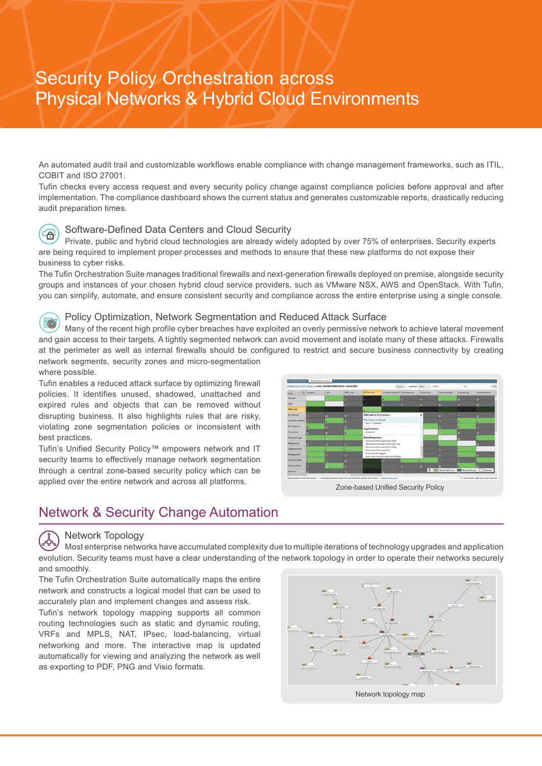# Security Policy Orchestration across Physical Networks & Hybrid Cloud Environments

An automated audit trail and customizable workflows enable compliance with change management frameworks, such as ITIL, COBIT and ISO 27001.

Tufin checks every access request and every security policy change against compliance policies before approval and after implementation. The compliance dashboard shows the current status and generates customizable reports, drastically reducing audit preparation times.

### Software-Defined Data Centers and Cloud Security

Private, public and hybrid cloud technologies are already widely adopted by over 75% of enterprises. Security experts are being required to implement proper processes and methods to ensure that these new platforms do not expose their business to cyber risks.

The Tufin Orchestration Suite manages traditional firewalls and next-generation firewalls deployed on premise, alongside security groups and instances of your chosen hybrid cloud service providers, such as VMware NSX, AWS and OpenStack. With Tufin, you can simplify, automate, and ensure consistent security and compliance across the entire enterprise using a single console.

### Policy Optimization, Network Segmentation and Reduced Attack Surface

Many of the recent high profile cyber breaches have exploited an overly permissive network to achieve lateral movement and gain access to their targets. A tightly segmented network can avoid movement and isolate many of these attacks. Firewalls at the perimeter as well as internal firewalls should be configured to restrict and secure business connectivity by creating network segments, security zones and micro-segmentation where possible.

Tufin enables a reduced attack surface by optimizing firewall policies. It identifies unused, shadowed, unattached and expired rules and objects that can be removed without disrupting business. It also highlights rules that are risky, violating zone segmentation policies or inconsistent with best practices.

Tufin's Unified Security Policy™ empowers network and IT security teams to effectively manage network segmentation through a central zone-based security policy which can be applied over the entire network and across all platforms.

Zone-based Unified Security Policy

## Network & Security Change Automation

### Network Topology

Most enterprise networks have accumulated complexity due to multiple iterations of technology upgrades and application evolution. Security teams must have a clear understanding of the network topology in order to operate their networks securely and smoothly.

The Tufin Orchestration Suite automatically maps the entire network and constructs a logical model that can be used to accurately plan and implement changes and assess risk.

Tufin's network topology mapping supports all common routing technologies such as static and dynamic routing, VRFs and MPLS, NAT, IPsec, load-balancing, virtual networking and more. The interactive map is updated automatically for viewing and analyzing the network as well as exporting to PDF, PNG and Visio formats.

Network topology map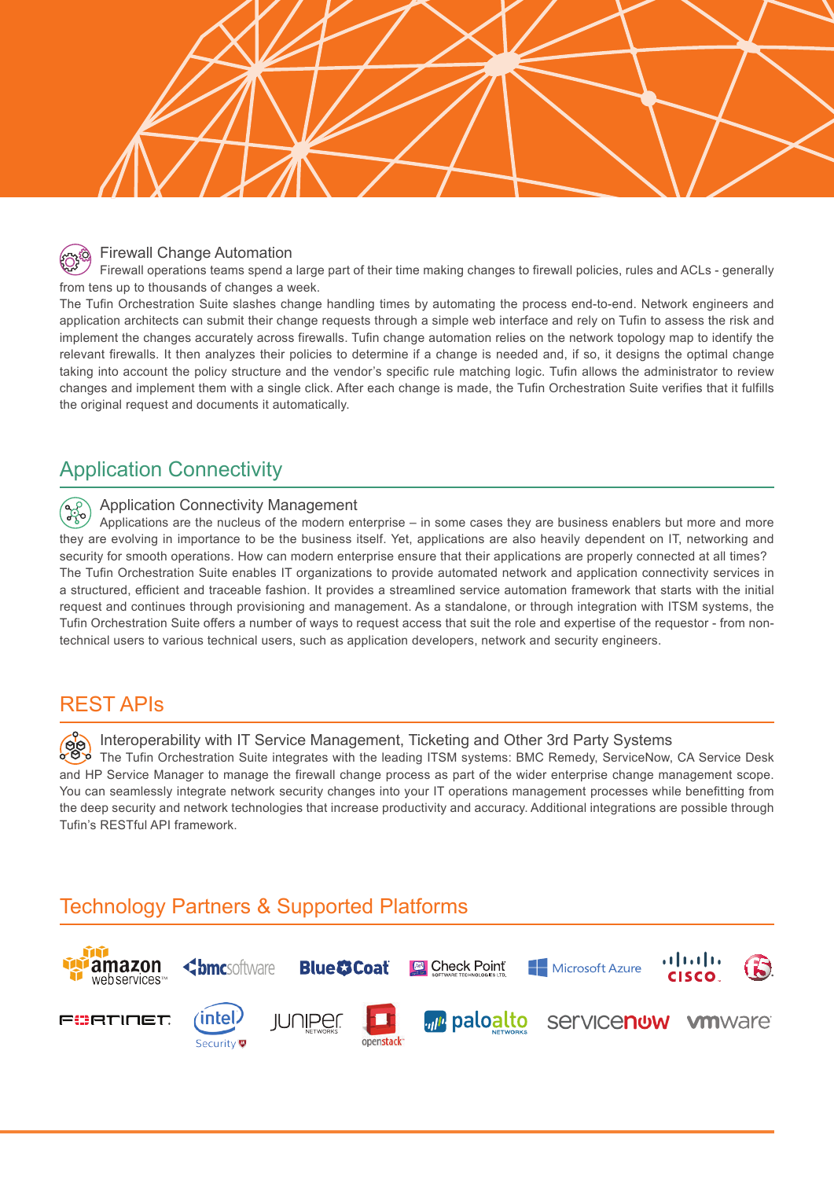### Firewall Change Automation

Firewall operations teams spend a large part of their time making changes to firewall policies, rules and ACLs - generally from tens up to thousands of changes a week.

The Tufin Orchestration Suite slashes change handling times by automating the process end-to-end. Network engineers and application architects can submit their change requests through a simple web interface and rely on Tufin to assess the risk and implement the changes accurately across firewalls. Tufin change automation relies on the network topology map to identify the relevant firewalls. It then analyzes their policies to determine if a change is needed and, if so, it designs the optimal change taking into account the policy structure and the vendor's specific rule matching logic. Tufin allows the administrator to review changes and implement them with a single click. After each change is made, the Tufin Orchestration Suite verifies that it fulfills the original request and documents it automatically.

## Application Connectivity

### Application Connectivity Management

Applications are the nucleus of the modern enterprise – in some cases they are business enablers but more and more they are evolving in importance to be the business itself. Yet, applications are also heavily dependent on IT, networking and security for smooth operations. How can modern enterprise ensure that their applications are properly connected at all times?

The Tufin Orchestration Suite enables IT organizations to provide automated network and application connectivity services in a structured, efficient and traceable fashion. It provides a streamlined service automation framework that starts with the initial request and continues through provisioning and management. As a standalone, or through integration with ITSM systems, the Tufin Orchestration Suite offers a number of ways to request access that suit the role and expertise of the requestor - from non-technical users to various technical users, such as application developers, network and security engineers.

## REST APIs

### Interoperability with IT Service Management, Ticketing and Other 3rd Party Systems

The Tufin Orchestration Suite integrates with the leading ITSM systems: BMC Remedy, ServiceNow, CA Service Desk and HP Service Manager to manage the firewall change process as part of the wider enterprise change management scope. You can seamlessly integrate network security changes into your IT operations management processes while benefitting from the deep security and network technologies that increase productivity and accuracy. Additional integrations are possible through Tufin's RESTful API framework.

## Technology Partners & Supported Platforms

amazon web services, bmcsoftware, Blue Coat, Check Point, Microsoft Azure, Cisco, F5, Fortinet, Intel Security, Juniper Networks, openstack, paloalto Networks, servicenow, vmware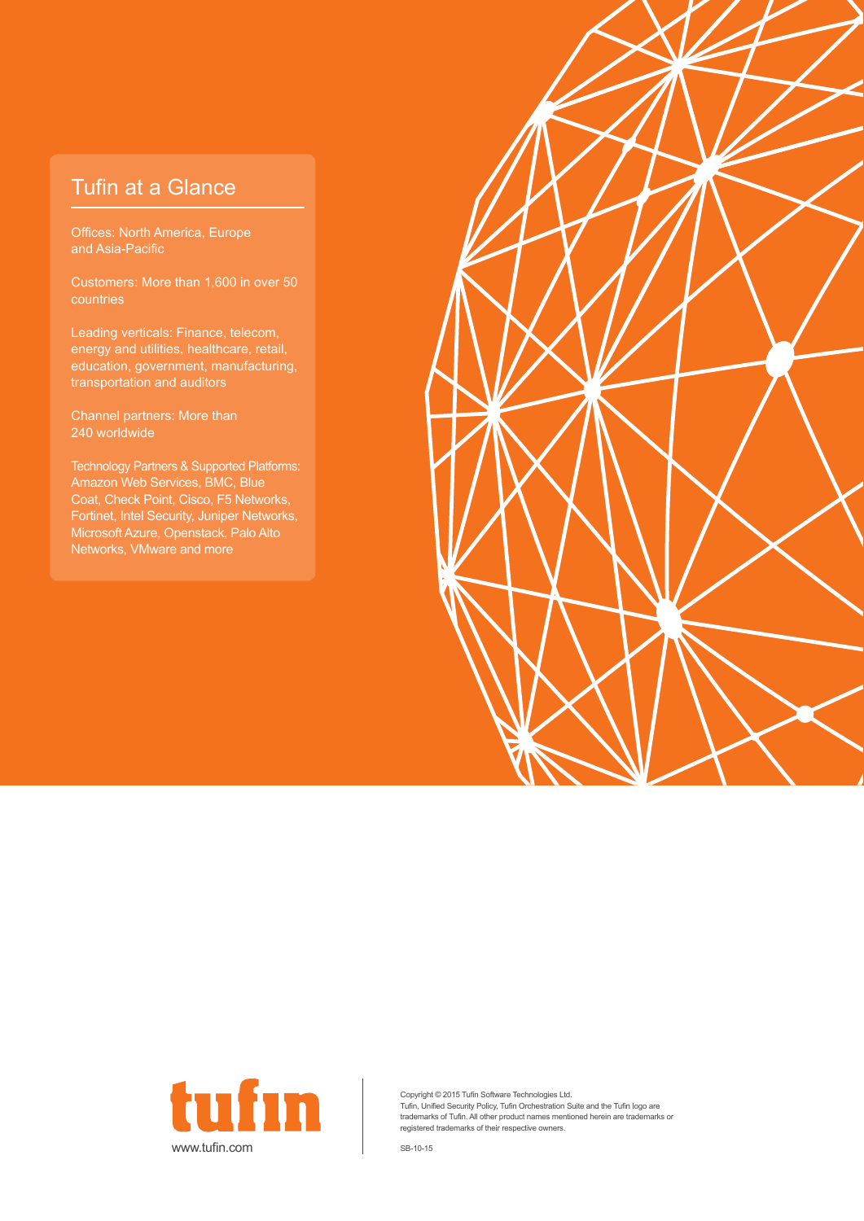## Tufin at a Glance

Offices: North America, Europe and Asia-Pacific

Customers: More than 1,600 in over 50 countries

Leading verticals: Finance, telecom, energy and utilities, healthcare, retail, education, government, manufacturing, transportation and auditors

Channel partners: More than 240 worldwide

Technology Partners & Supported Platforms: Amazon Web Services, BMC, Blue Coat, Check Point, Cisco, F5 Networks, Fortinet, Intel Security, Juniper Networks, Microsoft Azure, Openstack, Palo Alto Networks, VMware and more

tufin

www.tufin.com

Copyright © 2015 Tufin Software Technologies Ltd.
Tufin, Unified Security Policy, Tufin Orchestration Suite and the Tufin logo are trademarks of Tufin. All other product names mentioned herein are trademarks or registered trademarks of their respective owners.

SB-10-15